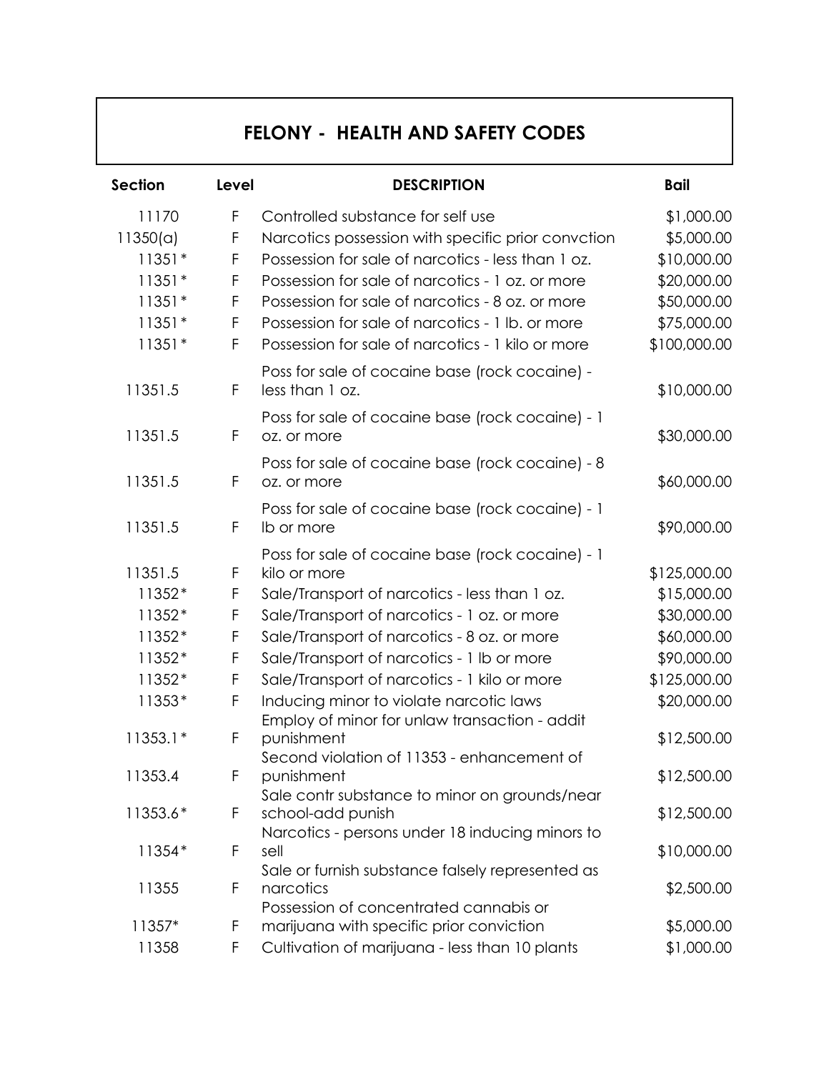# FELONY - HEALTH AND SAFETY CODES

| Section | Level | DESCRIPTION | Bail |
|---|---|---|---|
| 11170 | F | Controlled substance for self use | $1,000.00 |
| 11350(a) | F | Narcotics possession with specific prior convction | $5,000.00 |
| 11351* | F | Possession for sale of narcotics - less than 1 oz. | $10,000.00 |
| 11351* | F | Possession for sale of narcotics - 1 oz. or more | $20,000.00 |
| 11351* | F | Possession for sale of narcotics - 8 oz. or more | $50,000.00 |
| 11351* | F | Possession for sale of narcotics - 1 lb. or more | $75,000.00 |
| 11351* | F | Possession for sale of narcotics - 1 kilo or more | $100,000.00 |
| 11351.5 | F | Poss for sale of cocaine base (rock cocaine) - less than 1 oz. | $10,000.00 |
| 11351.5 | F | Poss for sale of cocaine base (rock cocaine) - 1 oz. or more | $30,000.00 |
| 11351.5 | F | Poss for sale of cocaine base (rock cocaine) - 8 oz. or more | $60,000.00 |
| 11351.5 | F | Poss for sale of cocaine base (rock cocaine) - 1 lb or more | $90,000.00 |
| 11351.5 | F | Poss for sale of cocaine base (rock cocaine) - 1 kilo or more | $125,000.00 |
| 11352* | F | Sale/Transport of narcotics - less than 1 oz. | $15,000.00 |
| 11352* | F | Sale/Transport of narcotics - 1 oz. or more | $30,000.00 |
| 11352* | F | Sale/Transport of narcotics - 8 oz. or more | $60,000.00 |
| 11352* | F | Sale/Transport of narcotics - 1 lb or more | $90,000.00 |
| 11352* | F | Sale/Transport of narcotics - 1 kilo or more | $125,000.00 |
| 11353* | F | Inducing minor to violate narcotic laws | $20,000.00 |
| 11353.1* | F | Employ of minor for unlaw transaction - addit punishment | $12,500.00 |
| 11353.4 | F | Second violation of 11353 - enhancement of punishment | $12,500.00 |
| 11353.6* | F | Sale contr substance to minor on grounds/near school-add punish | $12,500.00 |
| 11354* | F | Narcotics - persons under 18 inducing minors to sell | $10,000.00 |
| 11355 | F | Sale or furnish substance falsely represented as narcotics | $2,500.00 |
| 11357* | F | Possession of concentrated cannabis or marijuana with specific prior conviction | $5,000.00 |
| 11358 | F | Cultivation of marijuana - less than 10 plants | $1,000.00 |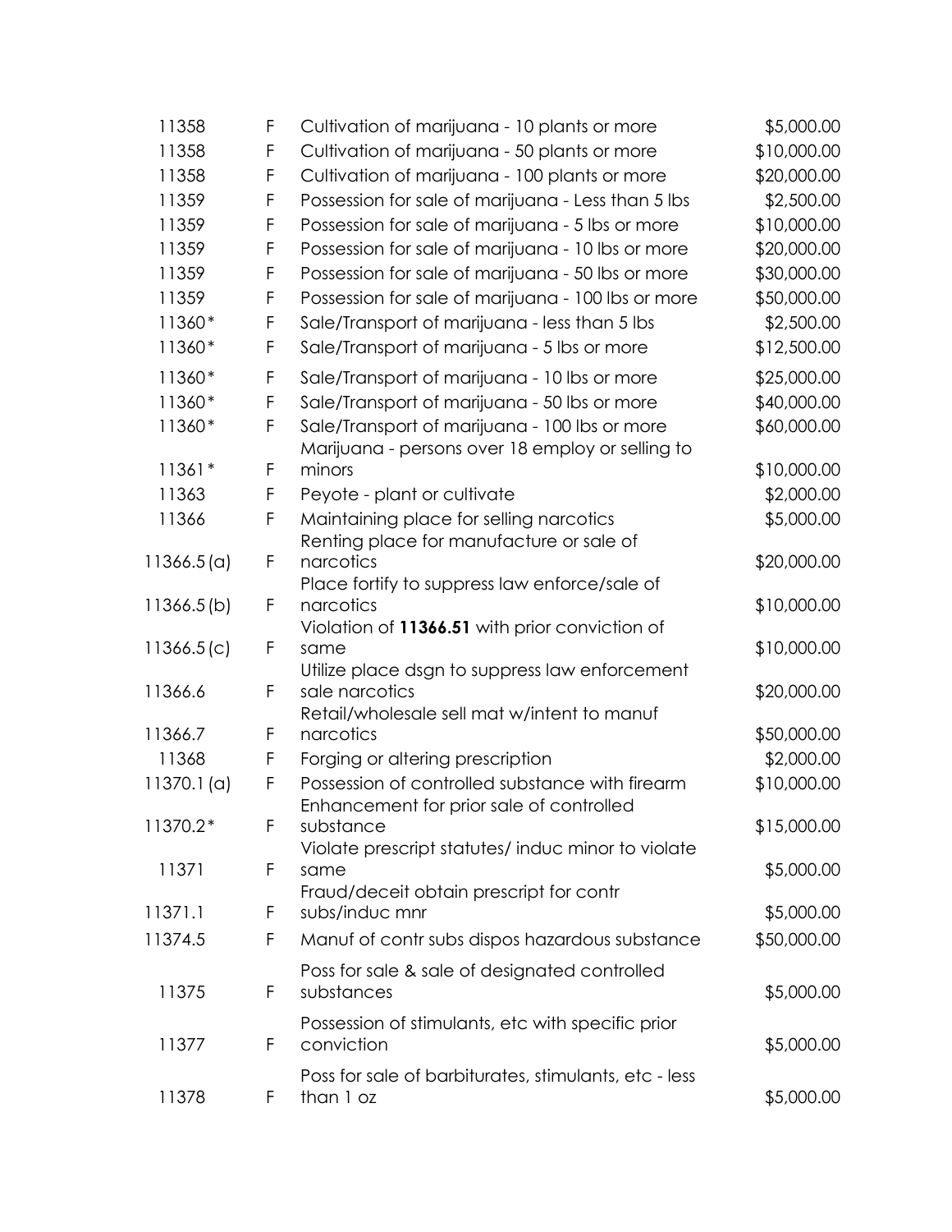| | | | |
|---|---|---|---|
| 11358 | F | Cultivation of marijuana - 10 plants or more | $5,000.00 |
| 11358 | F | Cultivation of marijuana - 50 plants or more | $10,000.00 |
| 11358 | F | Cultivation of marijuana - 100 plants or more | $20,000.00 |
| 11359 | F | Possession for sale of marijuana - Less than 5 lbs | $2,500.00 |
| 11359 | F | Possession for sale of marijuana - 5 lbs or more | $10,000.00 |
| 11359 | F | Possession for sale of marijuana - 10 lbs or more | $20,000.00 |
| 11359 | F | Possession for sale of marijuana - 50 lbs or more | $30,000.00 |
| 11359 | F | Possession for sale of marijuana - 100 lbs or more | $50,000.00 |
| 11360* | F | Sale/Transport of marijuana - less than 5 lbs | $2,500.00 |
| 11360* | F | Sale/Transport of marijuana - 5 lbs or more | $12,500.00 |
| 11360* | F | Sale/Transport of marijuana - 10 lbs or more | $25,000.00 |
| 11360* | F | Sale/Transport of marijuana - 50 lbs or more | $40,000.00 |
| 11360* | F | Sale/Transport of marijuana - 100 lbs or more | $60,000.00 |
| 11361* | F | Marijuana - persons over 18 employ or selling to minors | $10,000.00 |
| 11363 | F | Peyote - plant or cultivate | $2,000.00 |
| 11366 | F | Maintaining place for selling narcotics | $5,000.00 |
| 11366.5(a) | F | Renting place for manufacture or sale of narcotics | $20,000.00 |
| 11366.5(b) | F | Place fortify to suppress law enforce/sale of narcotics | $10,000.00 |
| 11366.5(c) | F | Violation of **11366.51** with prior conviction of same | $10,000.00 |
| 11366.6 | F | Utilize place dsgn to suppress law enforcement sale narcotics | $20,000.00 |
| 11366.7 | F | Retail/wholesale sell mat w/intent to manuf narcotics | $50,000.00 |
| 11368 | F | Forging or altering prescription | $2,000.00 |
| 11370.1(a) | F | Possession of controlled substance with firearm | $10,000.00 |
| 11370.2* | F | Enhancement for prior sale of controlled substance | $15,000.00 |
| 11371 | F | Violate prescript statutes/ induc minor to violate same | $5,000.00 |
| 11371.1 | F | Fraud/deceit obtain prescript for contr subs/induc mnr | $5,000.00 |
| 11374.5 | F | Manuf of contr subs dispos hazardous substance | $50,000.00 |
| 11375 | F | Poss for sale & sale of designated controlled substances | $5,000.00 |
| 11377 | F | Possession of stimulants, etc with specific prior conviction | $5,000.00 |
| 11378 | F | Poss for sale of barbiturates, stimulants, etc - less than 1 oz | $5,000.00 |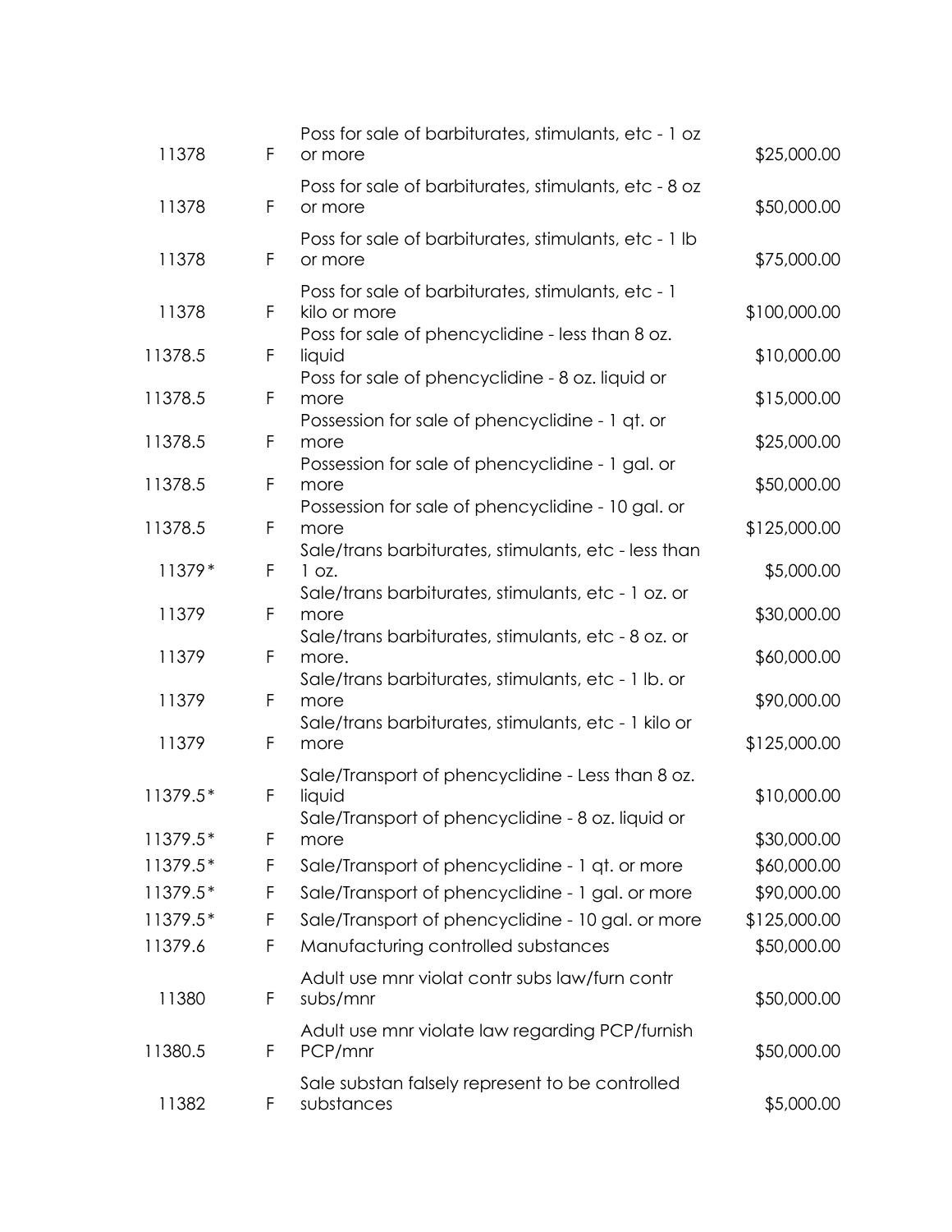| | | | |
|---|---|---|---|
| 11378 | F | Poss for sale of barbiturates, stimulants, etc - 1 oz or more | $25,000.00 |
| 11378 | F | Poss for sale of barbiturates, stimulants, etc - 8 oz or more | $50,000.00 |
| 11378 | F | Poss for sale of barbiturates, stimulants, etc - 1 lb or more | $75,000.00 |
| 11378 | F | Poss for sale of barbiturates, stimulants, etc - 1 kilo or more | $100,000.00 |
| 11378.5 | F | Poss for sale of phencyclidine - less than 8 oz. liquid | $10,000.00 |
| 11378.5 | F | Poss for sale of phencyclidine - 8 oz. liquid or more | $15,000.00 |
| 11378.5 | F | Possession for sale of phencyclidine - 1 qt. or more | $25,000.00 |
| 11378.5 | F | Possession for sale of phencyclidine - 1 gal. or more | $50,000.00 |
| 11378.5 | F | Possession for sale of phencyclidine - 10 gal. or more | $125,000.00 |
| 11379* | F | Sale/trans barbiturates, stimulants, etc - less than 1 oz. | $5,000.00 |
| 11379 | F | Sale/trans barbiturates, stimulants, etc - 1 oz. or more | $30,000.00 |
| 11379 | F | Sale/trans barbiturates, stimulants, etc - 8 oz. or more. | $60,000.00 |
| 11379 | F | Sale/trans barbiturates, stimulants, etc - 1 lb. or more | $90,000.00 |
| 11379 | F | Sale/trans barbiturates, stimulants, etc - 1 kilo or more | $125,000.00 |
| 11379.5* | F | Sale/Transport of phencyclidine - Less than 8 oz. liquid | $10,000.00 |
| 11379.5* | F | Sale/Transport of phencyclidine - 8 oz. liquid or more | $30,000.00 |
| 11379.5* | F | Sale/Transport of phencyclidine - 1 qt. or more | $60,000.00 |
| 11379.5* | F | Sale/Transport of phencyclidine - 1 gal. or more | $90,000.00 |
| 11379.5* | F | Sale/Transport of phencyclidine - 10 gal. or more | $125,000.00 |
| 11379.6 | F | Manufacturing controlled substances | $50,000.00 |
| 11380 | F | Adult use mnr violat contr subs law/furn contr subs/mnr | $50,000.00 |
| 11380.5 | F | Adult use mnr violate law regarding PCP/furnish PCP/mnr | $50,000.00 |
| 11382 | F | Sale substan falsely represent to be controlled substances | $5,000.00 |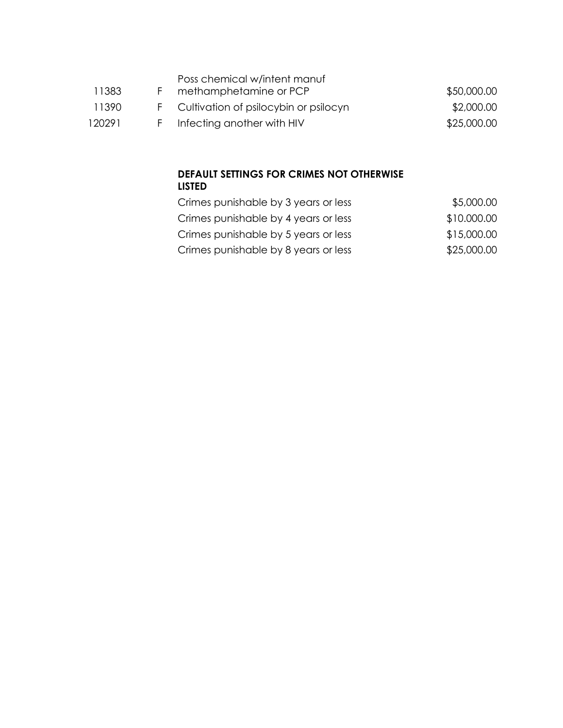| | | | |
|---|---|---|---|
| 11383 | F | Poss chemical w/intent manuf methamphetamine or PCP | $50,000.00 |
| 11390 | F | Cultivation of psilocybin or psilocyn | $2,000.00 |
| 120291 | F | Infecting another with HIV | $25,000.00 |

**DEFAULT SETTINGS FOR CRIMES NOT OTHERWISE LISTED**

| | |
|---|---|
| Crimes punishable by 3 years or less | $5,000.00 |
| Crimes punishable by 4 years or less | $10.000.00 |
| Crimes punishable by 5 years or less | $15,000.00 |
| Crimes punishable by 8 years or less | $25,000.00 |